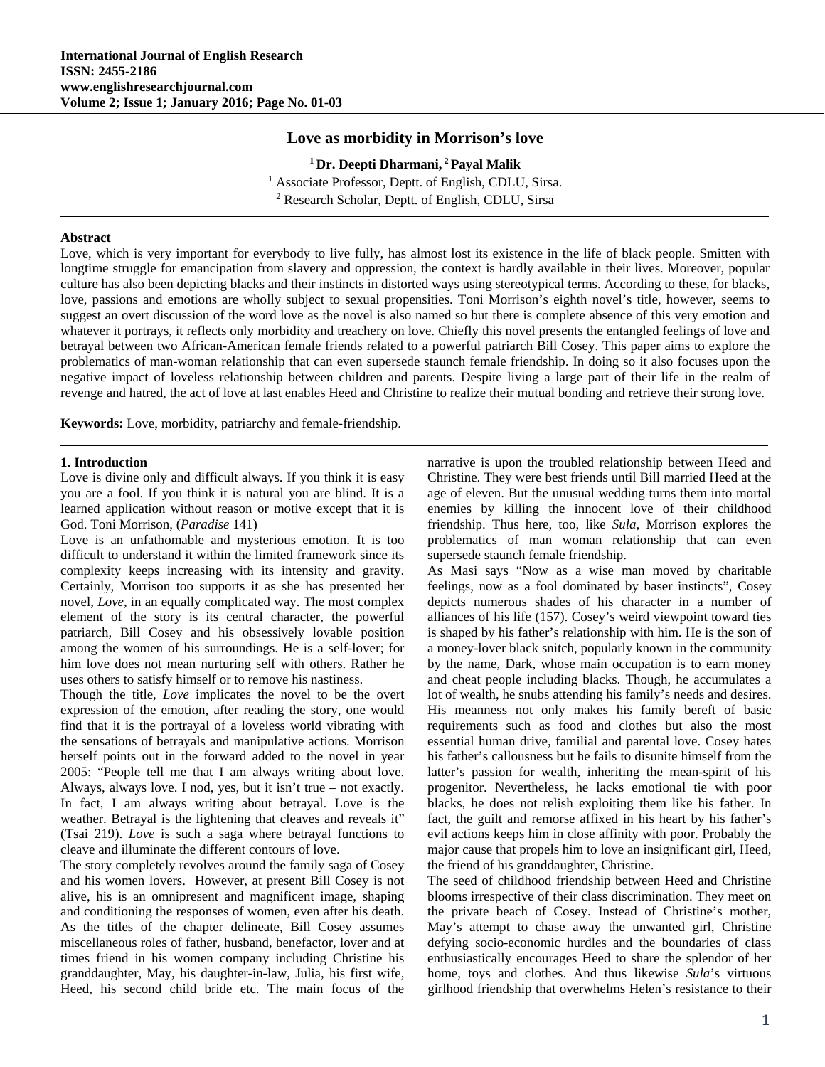# Love as morbidity in Morrison's love

**[1] Dr. Deepti Dharmani, [2] Payal Malik**

[1] Associate Professor, Deptt. of English, CDLU, Sirsa.

[2] Research Scholar, Deptt. of English, CDLU, Sirsa

## Abstract

Love, which is very important for everybody to live fully, has almost lost its existence in the life of black people. Smitten with longtime struggle for emancipation from slavery and oppression, the context is hardly available in their lives. Moreover, popular culture has also been depicting blacks and their instincts in distorted ways using stereotypical terms. According to these, for blacks, love, passions and emotions are wholly subject to sexual propensities. Toni Morrison's eighth novel's title, however, seems to suggest an overt discussion of the word love as the novel is also named so but there is complete absence of this very emotion and whatever it portrays, it reflects only morbidity and treachery on love. Chiefly this novel presents the entangled feelings of love and betrayal between two African-American female friends related to a powerful patriarch Bill Cosey. This paper aims to explore the problematics of man-woman relationship that can even supersede staunch female friendship. In doing so it also focuses upon the negative impact of loveless relationship between children and parents. Despite living a large part of their life in the realm of revenge and hatred, the act of love at last enables Heed and Christine to realize their mutual bonding and retrieve their strong love.

**Keywords:** Love, morbidity, patriarchy and female-friendship.

## 1. Introduction

Love is divine only and difficult always. If you think it is easy you are a fool. If you think it is natural you are blind. It is a learned application without reason or motive except that it is God. Toni Morrison, (*Paradise* 141)

Love is an unfathomable and mysterious emotion. It is too difficult to understand it within the limited framework since its complexity keeps increasing with its intensity and gravity. Certainly, Morrison too supports it as she has presented her novel, *Love*, in an equally complicated way. The most complex element of the story is its central character, the powerful patriarch, Bill Cosey and his obsessively lovable position among the women of his surroundings. He is a self-lover; for him love does not mean nurturing self with others. Rather he uses others to satisfy himself or to remove his nastiness.

Though the title, *Love* implicates the novel to be the overt expression of the emotion, after reading the story, one would find that it is the portrayal of a loveless world vibrating with the sensations of betrayals and manipulative actions. Morrison herself points out in the forward added to the novel in year 2005: "People tell me that I am always writing about love. Always, always love. I nod, yes, but it isn't true – not exactly. In fact, I am always writing about betrayal. Love is the weather. Betrayal is the lightening that cleaves and reveals it" (Tsai 219). *Love* is such a saga where betrayal functions to cleave and illuminate the different contours of love.

The story completely revolves around the family saga of Cosey and his women lovers. However, at present Bill Cosey is not alive, his is an omnipresent and magnificent image, shaping and conditioning the responses of women, even after his death. As the titles of the chapter delineate, Bill Cosey assumes miscellaneous roles of father, husband, benefactor, lover and at times friend in his women company including Christine his granddaughter, May, his daughter-in-law, Julia, his first wife, Heed, his second child bride etc. The main focus of the narrative is upon the troubled relationship between Heed and Christine. They were best friends until Bill married Heed at the age of eleven. But the unusual wedding turns them into mortal enemies by killing the innocent love of their childhood friendship. Thus here, too, like *Sula*, Morrison explores the problematics of man woman relationship that can even supersede staunch female friendship.

As Masi says "Now as a wise man moved by charitable feelings, now as a fool dominated by baser instincts", Cosey depicts numerous shades of his character in a number of alliances of his life (157). Cosey's weird viewpoint toward ties is shaped by his father's relationship with him. He is the son of a money-lover black snitch, popularly known in the community by the name, Dark, whose main occupation is to earn money and cheat people including blacks. Though, he accumulates a lot of wealth, he snubs attending his family's needs and desires. His meanness not only makes his family bereft of basic requirements such as food and clothes but also the most essential human drive, familial and parental love. Cosey hates his father's callousness but he fails to disunite himself from the latter's passion for wealth, inheriting the mean-spirit of his progenitor. Nevertheless, he lacks emotional tie with poor blacks, he does not relish exploiting them like his father. In fact, the guilt and remorse affixed in his heart by his father's evil actions keeps him in close affinity with poor. Probably the major cause that propels him to love an insignificant girl, Heed, the friend of his granddaughter, Christine.

The seed of childhood friendship between Heed and Christine blooms irrespective of their class discrimination. They meet on the private beach of Cosey. Instead of Christine's mother, May's attempt to chase away the unwanted girl, Christine defying socio-economic hurdles and the boundaries of class enthusiastically encourages Heed to share the splendor of her home, toys and clothes. And thus likewise *Sula*'s virtuous girlhood friendship that overwhelms Helen's resistance to their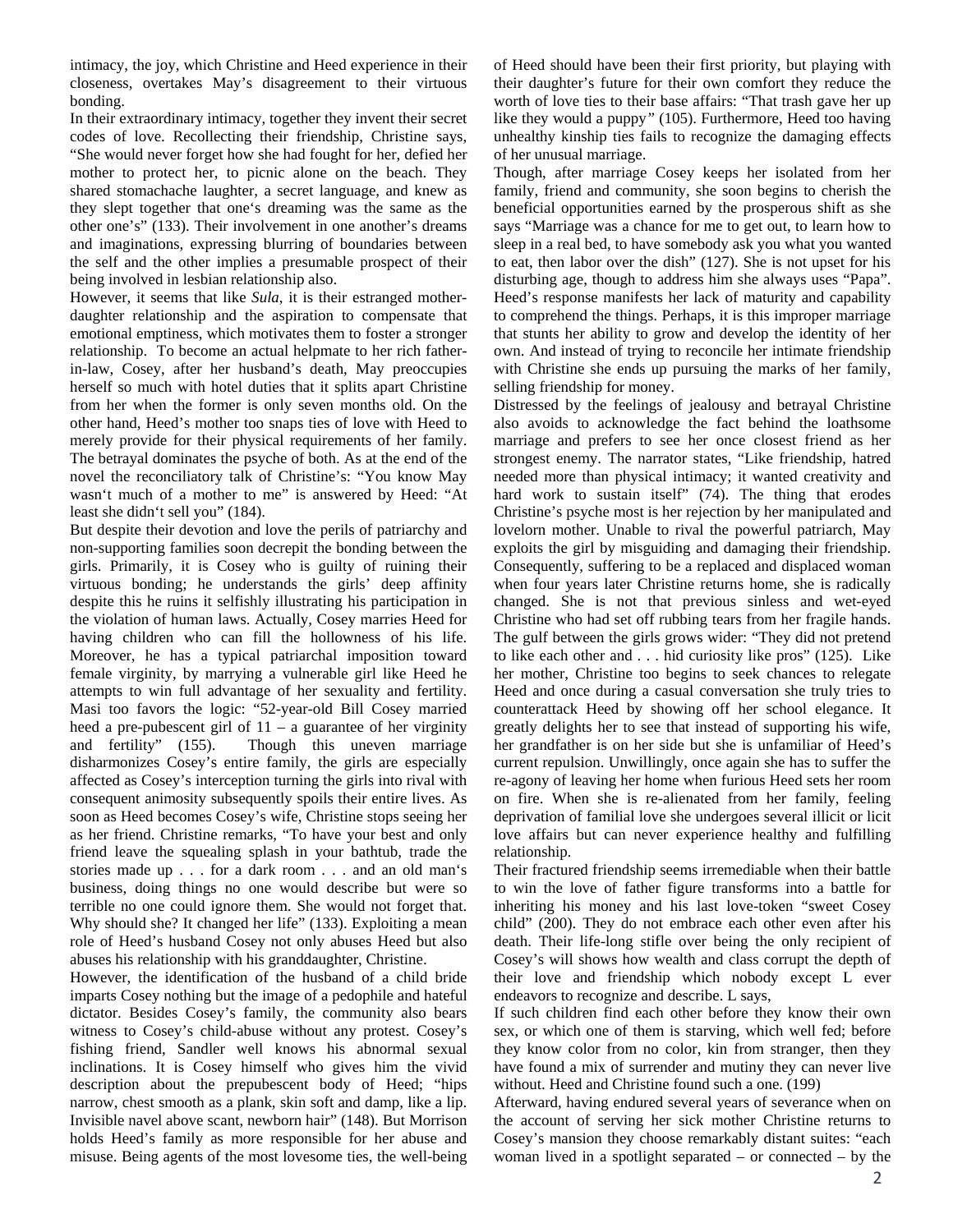intimacy, the joy, which Christine and Heed experience in their closeness, overtakes May's disagreement to their virtuous bonding.

In their extraordinary intimacy, together they invent their secret codes of love. Recollecting their friendship, Christine says, "She would never forget how she had fought for her, defied her mother to protect her, to picnic alone on the beach. They shared stomachache laughter, a secret language, and knew as they slept together that one's dreaming was the same as the other one's" (133). Their involvement in one another's dreams and imaginations, expressing blurring of boundaries between the self and the other implies a presumable prospect of their being involved in lesbian relationship also.

However, it seems that like *Sula*, it is their estranged mother-daughter relationship and the aspiration to compensate that emotional emptiness, which motivates them to foster a stronger relationship. To become an actual helpmate to her rich father-in-law, Cosey, after her husband's death, May preoccupies herself so much with hotel duties that it splits apart Christine from her when the former is only seven months old. On the other hand, Heed's mother too snaps ties of love with Heed to merely provide for their physical requirements of her family. The betrayal dominates the psyche of both. As at the end of the novel the reconciliatory talk of Christine's: "You know May wasn't much of a mother to me" is answered by Heed: "At least she didn't sell you" (184).

But despite their devotion and love the perils of patriarchy and non-supporting families soon decrepit the bonding between the girls. Primarily, it is Cosey who is guilty of ruining their virtuous bonding; he understands the girls' deep affinity despite this he ruins it selfishly illustrating his participation in the violation of human laws. Actually, Cosey marries Heed for having children who can fill the hollowness of his life. Moreover, he has a typical patriarchal imposition toward female virginity, by marrying a vulnerable girl like Heed he attempts to win full advantage of her sexuality and fertility. Masi too favors the logic: "52-year-old Bill Cosey married heed a pre-pubescent girl of 11 – a guarantee of her virginity and fertility" (155). Though this uneven marriage disharmonizes Cosey's entire family, the girls are especially affected as Cosey's interception turning the girls into rival with consequent animosity subsequently spoils their entire lives. As soon as Heed becomes Cosey's wife, Christine stops seeing her as her friend. Christine remarks, "To have your best and only friend leave the squealing splash in your bathtub, trade the stories made up . . . for a dark room . . . and an old man's business, doing things no one would describe but were so terrible no one could ignore them. She would not forget that. Why should she? It changed her life" (133). Exploiting a mean role of Heed's husband Cosey not only abuses Heed but also abuses his relationship with his granddaughter, Christine.

However, the identification of the husband of a child bride imparts Cosey nothing but the image of a pedophile and hateful dictator. Besides Cosey's family, the community also bears witness to Cosey's child-abuse without any protest. Cosey's fishing friend, Sandler well knows his abnormal sexual inclinations. It is Cosey himself who gives him the vivid description about the prepubescent body of Heed; "hips narrow, chest smooth as a plank, skin soft and damp, like a lip. Invisible navel above scant, newborn hair" (148). But Morrison holds Heed's family as more responsible for her abuse and misuse. Being agents of the most lovesome ties, the well-being of Heed should have been their first priority, but playing with their daughter's future for their own comfort they reduce the worth of love ties to their base affairs: "That trash gave her up like they would a puppy" (105). Furthermore, Heed too having unhealthy kinship ties fails to recognize the damaging effects of her unusual marriage.

Though, after marriage Cosey keeps her isolated from her family, friend and community, she soon begins to cherish the beneficial opportunities earned by the prosperous shift as she says "Marriage was a chance for me to get out, to learn how to sleep in a real bed, to have somebody ask you what you wanted to eat, then labor over the dish" (127). She is not upset for his disturbing age, though to address him she always uses "Papa". Heed's response manifests her lack of maturity and capability to comprehend the things. Perhaps, it is this improper marriage that stunts her ability to grow and develop the identity of her own. And instead of trying to reconcile her intimate friendship with Christine she ends up pursuing the marks of her family, selling friendship for money.

Distressed by the feelings of jealousy and betrayal Christine also avoids to acknowledge the fact behind the loathsome marriage and prefers to see her once closest friend as her strongest enemy. The narrator states, "Like friendship, hatred needed more than physical intimacy; it wanted creativity and hard work to sustain itself" (74). The thing that erodes Christine's psyche most is her rejection by her manipulated and lovelorn mother. Unable to rival the powerful patriarch, May exploits the girl by misguiding and damaging their friendship. Consequently, suffering to be a replaced and displaced woman when four years later Christine returns home, she is radically changed. She is not that previous sinless and wet-eyed Christine who had set off rubbing tears from her fragile hands. The gulf between the girls grows wider: "They did not pretend to like each other and . . . hid curiosity like pros" (125). Like her mother, Christine too begins to seek chances to relegate Heed and once during a casual conversation she truly tries to counterattack Heed by showing off her school elegance. It greatly delights her to see that instead of supporting his wife, her grandfather is on her side but she is unfamiliar of Heed's current repulsion. Unwillingly, once again she has to suffer the re-agony of leaving her home when furious Heed sets her room on fire. When she is re-alienated from her family, feeling deprivation of familial love she undergoes several illicit or licit love affairs but can never experience healthy and fulfilling relationship.

Their fractured friendship seems irremediable when their battle to win the love of father figure transforms into a battle for inheriting his money and his last love-token "sweet Cosey child" (200). They do not embrace each other even after his death. Their life-long stifle over being the only recipient of Cosey's will shows how wealth and class corrupt the depth of their love and friendship which nobody except L ever endeavors to recognize and describe. L says,

> If such children find each other before they know their own sex, or which one of them is starving, which well fed; before they know color from no color, kin from stranger, then they have found a mix of surrender and mutiny they can never live without. Heed and Christine found such a one. (199)

Afterward, having endured several years of severance when on the account of serving her sick mother Christine returns to Cosey's mansion they choose remarkably distant suites: "each woman lived in a spotlight separated – or connected – by the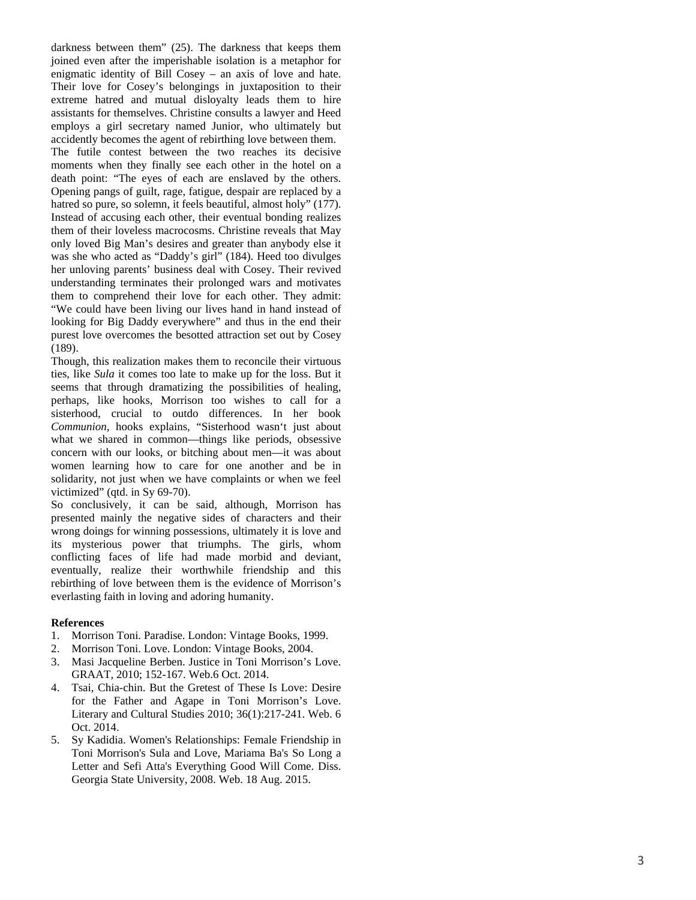darkness between them" (25). The darkness that keeps them joined even after the imperishable isolation is a metaphor for enigmatic identity of Bill Cosey – an axis of love and hate. Their love for Cosey's belongings in juxtaposition to their extreme hatred and mutual disloyalty leads them to hire assistants for themselves. Christine consults a lawyer and Heed employs a girl secretary named Junior, who ultimately but accidently becomes the agent of rebirthing love between them.

The futile contest between the two reaches its decisive moments when they finally see each other in the hotel on a death point: "The eyes of each are enslaved by the others. Opening pangs of guilt, rage, fatigue, despair are replaced by a hatred so pure, so solemn, it feels beautiful, almost holy" (177). Instead of accusing each other, their eventual bonding realizes them of their loveless macrocosms. Christine reveals that May only loved Big Man's desires and greater than anybody else it was she who acted as "Daddy's girl" (184). Heed too divulges her unloving parents' business deal with Cosey. Their revived understanding terminates their prolonged wars and motivates them to comprehend their love for each other. They admit: "We could have been living our lives hand in hand instead of looking for Big Daddy everywhere" and thus in the end their purest love overcomes the besotted attraction set out by Cosey (189).

Though, this realization makes them to reconcile their virtuous ties, like *Sula* it comes too late to make up for the loss. But it seems that through dramatizing the possibilities of healing, perhaps, like hooks, Morrison too wishes to call for a sisterhood, crucial to outdo differences. In her book *Communion*, hooks explains, "Sisterhood wasn't just about what we shared in common—things like periods, obsessive concern with our looks, or bitching about men—it was about women learning how to care for one another and be in solidarity, not just when we have complaints or when we feel victimized" (qtd. in Sy 69-70).

So conclusively, it can be said, although, Morrison has presented mainly the negative sides of characters and their wrong doings for winning possessions, ultimately it is love and its mysterious power that triumphs. The girls, whom conflicting faces of life had made morbid and deviant, eventually, realize their worthwhile friendship and this rebirthing of love between them is the evidence of Morrison's everlasting faith in loving and adoring humanity.

**References**

1. Morrison Toni. Paradise. London: Vintage Books, 1999.
2. Morrison Toni. Love. London: Vintage Books, 2004.
3. Masi Jacqueline Berben. Justice in Toni Morrison's Love. GRAAT, 2010; 152-167. Web.6 Oct. 2014.
4. Tsai, Chia-chin. But the Gretest of These Is Love: Desire for the Father and Agape in Toni Morrison's Love. Literary and Cultural Studies 2010; 36(1):217-241. Web. 6 Oct. 2014.
5. Sy Kadidia. Women's Relationships: Female Friendship in Toni Morrison's Sula and Love, Mariama Ba's So Long a Letter and Sefi Atta's Everything Good Will Come. Diss. Georgia State University, 2008. Web. 18 Aug. 2015.